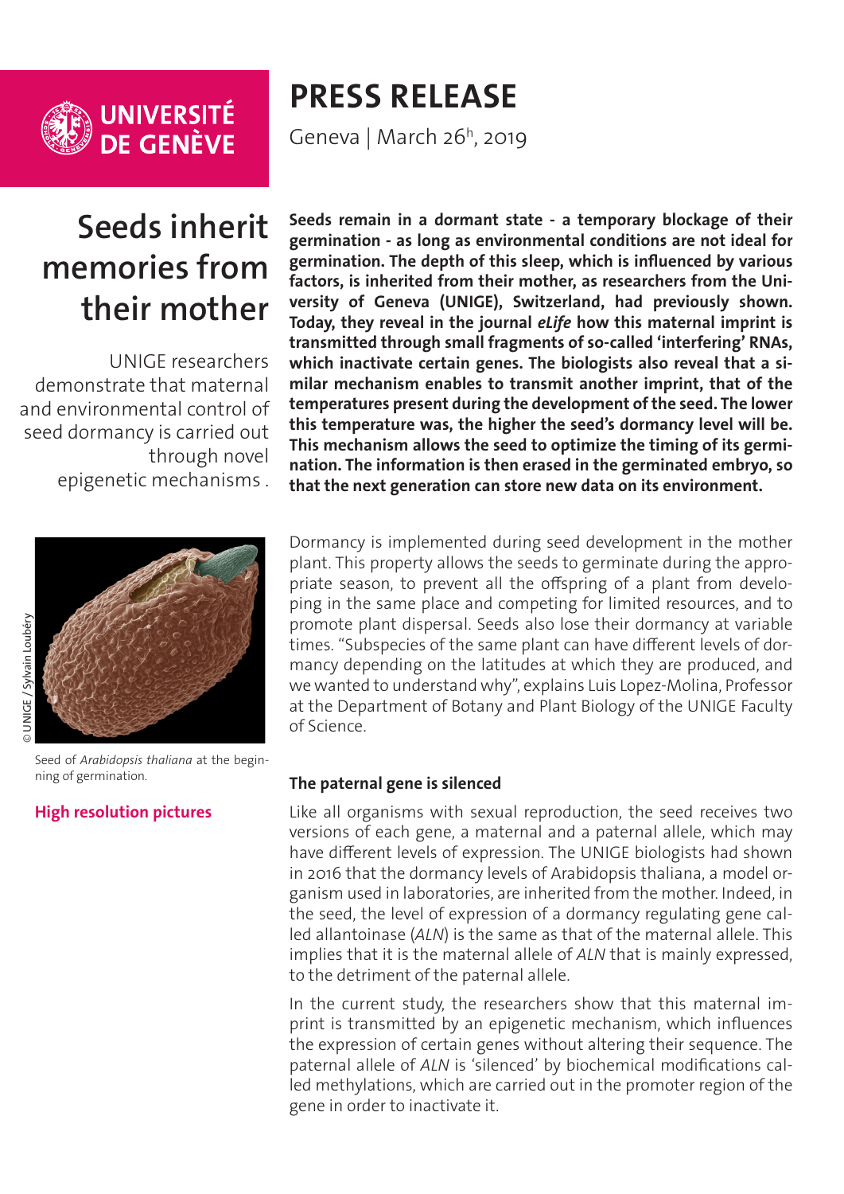UNIVERSITÉ DE GENÈVE

# PRESS RELEASE

Geneva | March 26h, 2019

# Seeds inherit memories from their mother

UNIGE researchers demonstrate that maternal and environmental control of seed dormancy is carried out through novel epigenetic mechanisms .

**Seeds remain in a dormant state - a temporary blockage of their germination - as long as environmental conditions are not ideal for germination. The depth of this sleep, which is influenced by various factors, is inherited from their mother, as researchers from the University of Geneva (UNIGE), Switzerland, had previously shown. Today, they reveal in the journal *eLife* how this maternal imprint is transmitted through small fragments of so-called 'interfering' RNAs, which inactivate certain genes. The biologists also reveal that a similar mechanism enables to transmit another imprint, that of the temperatures present during the development of the seed. The lower this temperature was, the higher the seed's dormancy level will be. This mechanism allows the seed to optimize the timing of its germination. The information is then erased in the germinated embryo, so that the next generation can store new data on its environment.**

© UNIGE / Sylvain Loubéry

Seed of *Arabidopsis thaliana* at the beginning of germination.

**High resolution pictures**

Dormancy is implemented during seed development in the mother plant. This property allows the seeds to germinate during the appropriate season, to prevent all the offspring of a plant from developing in the same place and competing for limited resources, and to promote plant dispersal. Seeds also lose their dormancy at variable times. "Subspecies of the same plant can have different levels of dormancy depending on the latitudes at which they are produced, and we wanted to understand why", explains Luis Lopez-Molina, Professor at the Department of Botany and Plant Biology of the UNIGE Faculty of Science.

### The paternal gene is silenced

Like all organisms with sexual reproduction, the seed receives two versions of each gene, a maternal and a paternal allele, which may have different levels of expression. The UNIGE biologists had shown in 2016 that the dormancy levels of Arabidopsis thaliana, a model organism used in laboratories, are inherited from the mother. Indeed, in the seed, the level of expression of a dormancy regulating gene called allantoinase (*ALN*) is the same as that of the maternal allele. This implies that it is the maternal allele of *ALN* that is mainly expressed, to the detriment of the paternal allele.

In the current study, the researchers show that this maternal imprint is transmitted by an epigenetic mechanism, which influences the expression of certain genes without altering their sequence. The paternal allele of *ALN* is 'silenced' by biochemical modifications called methylations, which are carried out in the promoter region of the gene in order to inactivate it.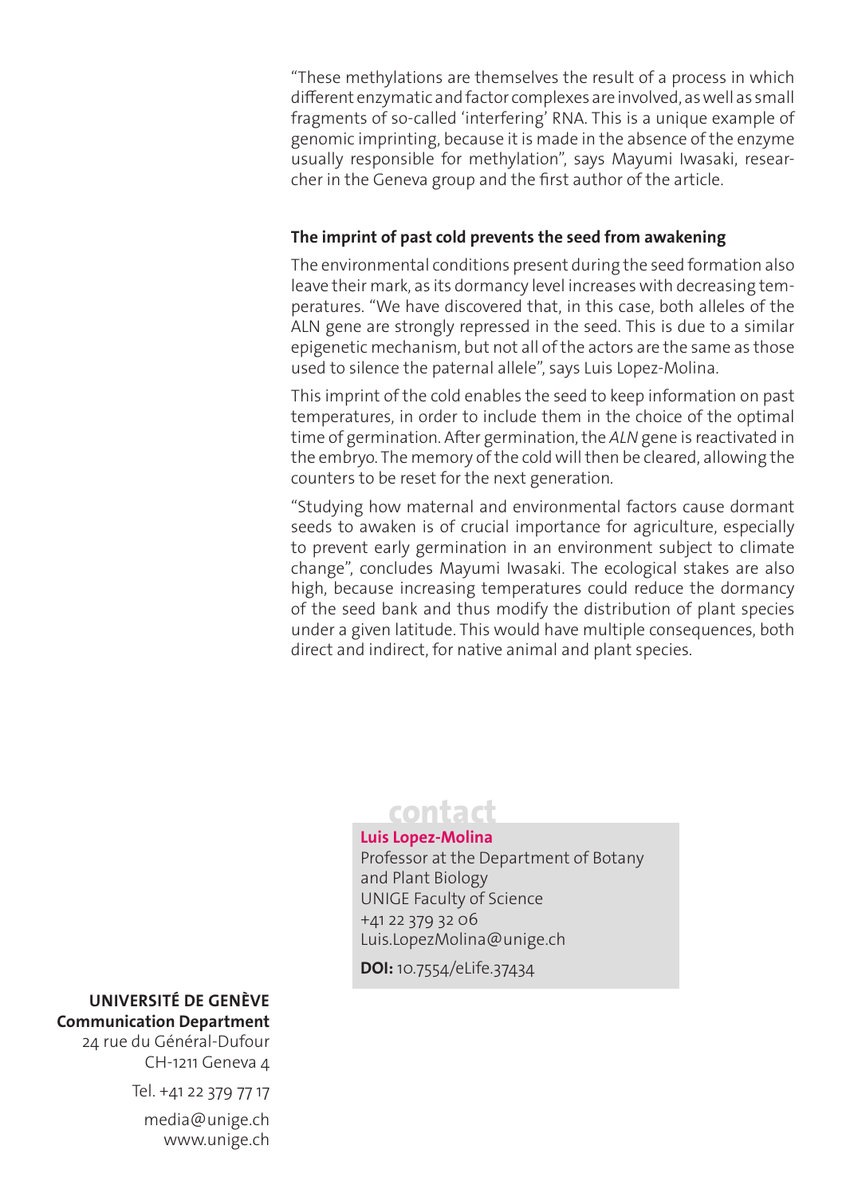"These methylations are themselves the result of a process in which different enzymatic and factor complexes are involved, as well as small fragments of so-called 'interfering' RNA. This is a unique example of genomic imprinting, because it is made in the absence of the enzyme usually responsible for methylation", says Mayumi Iwasaki, researcher in the Geneva group and the first author of the article.

**The imprint of past cold prevents the seed from awakening**

The environmental conditions present during the seed formation also leave their mark, as its dormancy level increases with decreasing temperatures. "We have discovered that, in this case, both alleles of the ALN gene are strongly repressed in the seed. This is due to a similar epigenetic mechanism, but not all of the actors are the same as those used to silence the paternal allele", says Luis Lopez-Molina.

This imprint of the cold enables the seed to keep information on past temperatures, in order to include them in the choice of the optimal time of germination. After germination, the *ALN* gene is reactivated in the embryo. The memory of the cold will then be cleared, allowing the counters to be reset for the next generation.

"Studying how maternal and environmental factors cause dormant seeds to awaken is of crucial importance for agriculture, especially to prevent early germination in an environment subject to climate change", concludes Mayumi Iwasaki. The ecological stakes are also high, because increasing temperatures could reduce the dormancy of the seed bank and thus modify the distribution of plant species under a given latitude. This would have multiple consequences, both direct and indirect, for native animal and plant species.

## contact

**Luis Lopez-Molina**
Professor at the Department of Botany and Plant Biology
UNIGE Faculty of Science
+41 22 379 32 06
Luis.LopezMolina@unige.ch

**DOI:** 10.7554/eLife.37434

**UNIVERSITÉ DE GENÈVE**
**Communication Department**
24 rue du Général-Dufour
CH-1211 Geneva 4

Tel. +41 22 379 77 17

media@unige.ch
www.unige.ch